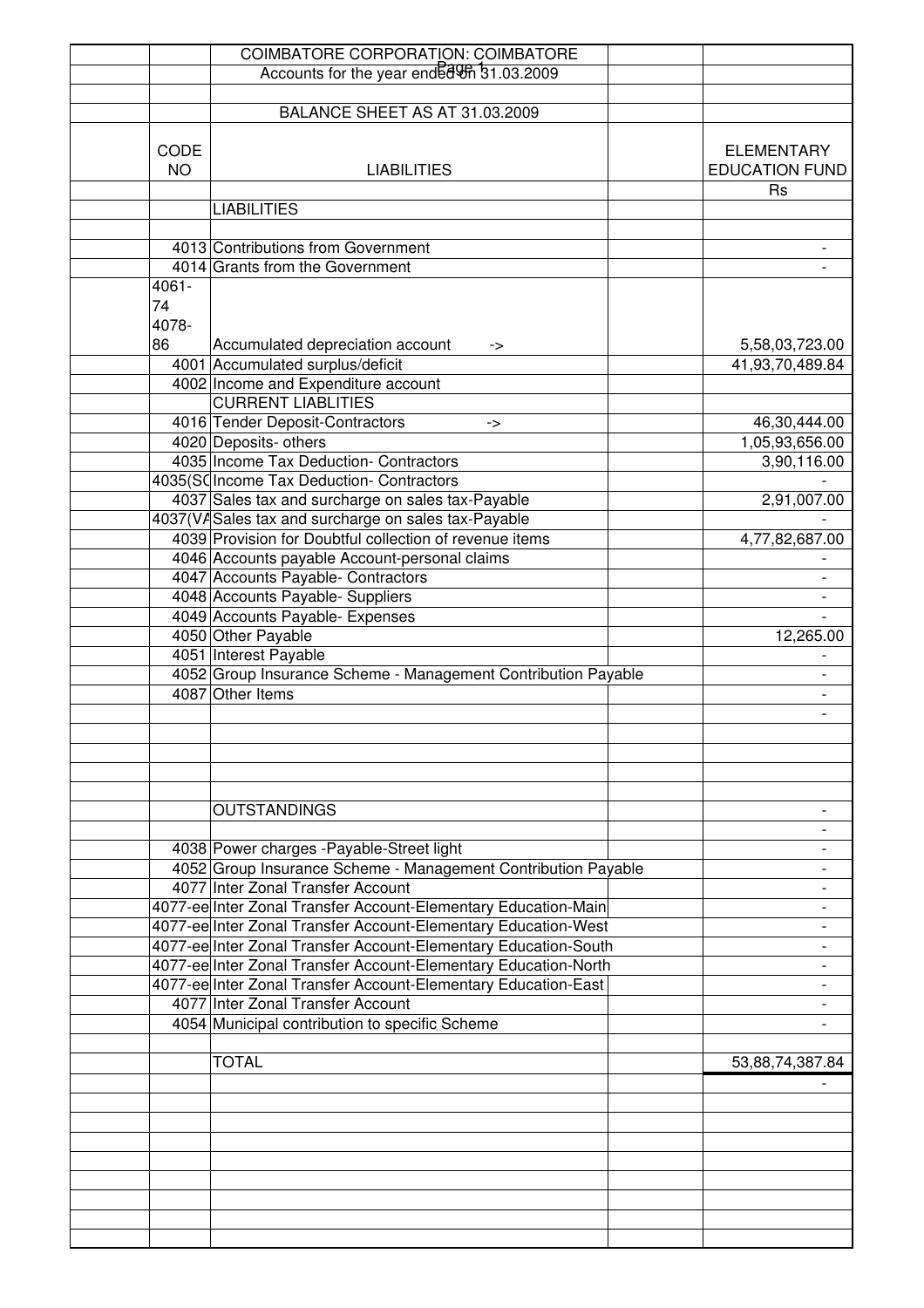COIMBATORE CORPORATION: COIMBATORE

Accounts for the year ended on 31.03.2009

BALANCE SHEET AS AT 31.03.2009

| CODE NO | LIABILITIES | | ELEMENTARY EDUCATION FUND |
|---|---|---|---|
| | | | Rs |
| | LIABILITIES | | |
| | | | |
| 4013 | Contributions from Government | | - |
| 4014 | Grants from the Government | | - |
| 4061-74 4078-86 | Accumulated depreciation account -> | | 5,58,03,723.00 |
| 4001 | Accumulated surplus/deficit | | 41,93,70,489.84 |
| 4002 | Income and Expenditure account | | |
| | CURRENT LIABLITIES | | |
| 4016 | Tender Deposit-Contractors -> | | 46,30,444.00 |
| 4020 | Deposits- others | | 1,05,93,656.00 |
| 4035 | Income Tax Deduction- Contractors | | 3,90,116.00 |
| 4035(SC | Income Tax Deduction- Contractors | | - |
| 4037 | Sales tax and surcharge on sales tax-Payable | | 2,91,007.00 |
| 4037(VA | Sales tax and surcharge on sales tax-Payable | | - |
| 4039 | Provision for Doubtful collection of revenue items | | 4,77,82,687.00 |
| 4046 | Accounts payable Account-personal claims | | - |
| 4047 | Accounts Payable- Contractors | | - |
| 4048 | Accounts Payable- Suppliers | | - |
| 4049 | Accounts Payable- Expenses | | - |
| 4050 | Other Payable | | 12,265.00 |
| 4051 | Interest Payable | | - |
| 4052 | Group Insurance Scheme - Management Contribution Payable | | - |
| 4087 | Other Items | | - |
| | | | - |
| | OUTSTANDINGS | | - |
| | | | - |
| 4038 | Power charges -Payable-Street light | | - |
| 4052 | Group Insurance Scheme - Management Contribution Payable | | - |
| 4077 | Inter Zonal Transfer Account | | - |
| 4077-ee | Inter Zonal Transfer Account-Elementary Education-Main | | - |
| 4077-ee | Inter Zonal Transfer Account-Elementary Education-West | | - |
| 4077-ee | Inter Zonal Transfer Account-Elementary Education-South | | - |
| 4077-ee | Inter Zonal Transfer Account-Elementary Education-North | | - |
| 4077-ee | Inter Zonal Transfer Account-Elementary Education-East | | - |
| 4077 | Inter Zonal Transfer Account | | - |
| 4054 | Municipal contribution to specific Scheme | | - |
| | | | |
| | TOTAL | | 53,88,74,387.84 |
| | | | - |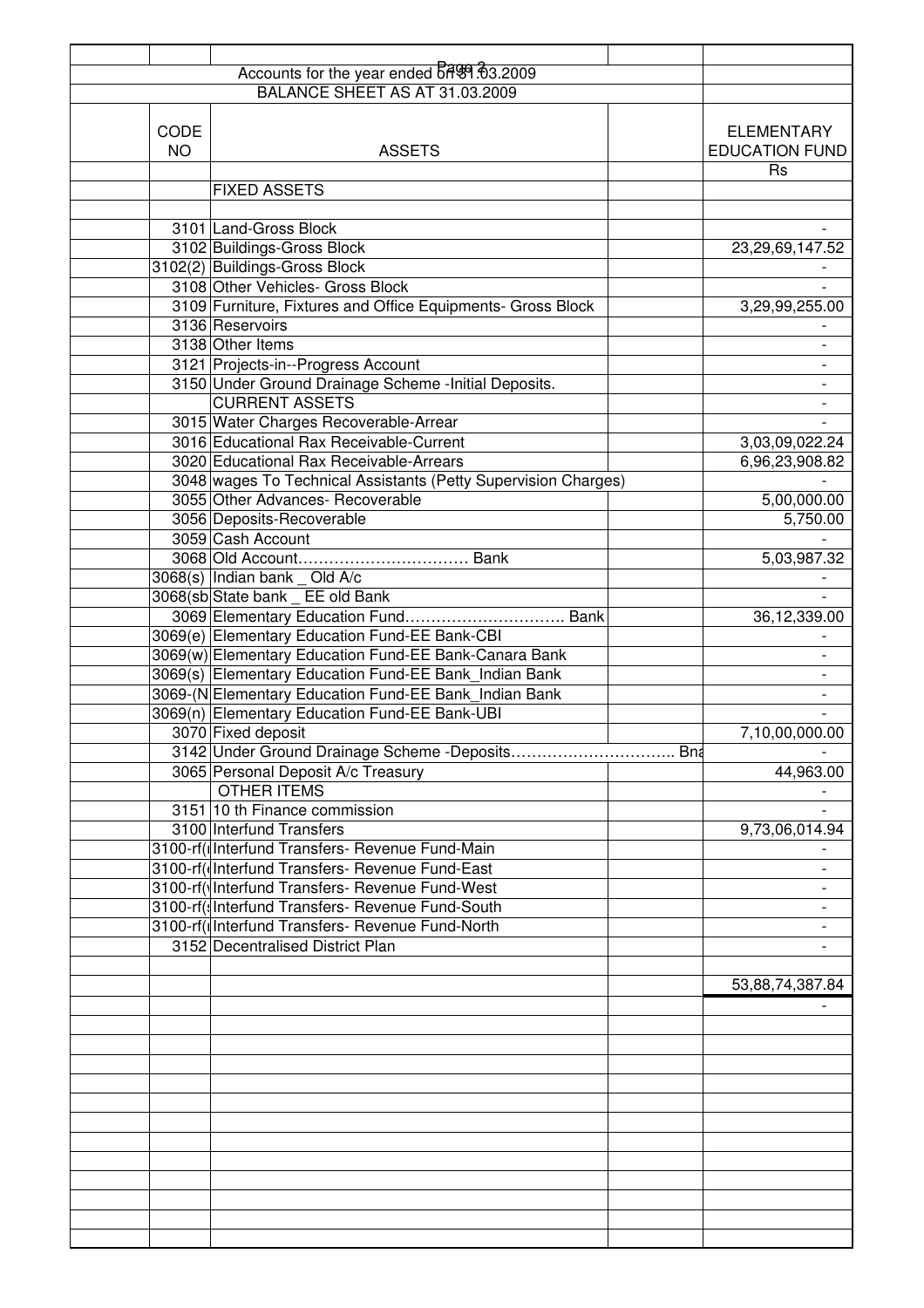Accounts for the year ended on 31.03.2009

BALANCE SHEET AS AT 31.03.2009

| CODE NO | ASSETS | | ELEMENTARY EDUCATION FUND |
|---|---|---|---|
| | | | Rs |
| | FIXED ASSETS | | |
| 3101 | Land-Gross Block | | - |
| 3102 | Buildings-Gross Block | | 23,29,69,147.52 |
| 3102(2) | Buildings-Gross Block | | - |
| 3108 | Other Vehicles- Gross Block | | - |
| 3109 | Furniture, Fixtures and Office Equipments- Gross Block | | 3,29,99,255.00 |
| 3136 | Reservoirs | | - |
| 3138 | Other Items | | - |
| 3121 | Projects-in--Progress Account | | - |
| 3150 | Under Ground Drainage Scheme -Initial Deposits. | | - |
| | CURRENT ASSETS | | - |
| 3015 | Water Charges Recoverable-Arrear | | - |
| 3016 | Educational Rax Receivable-Current | | 3,03,09,022.24 |
| 3020 | Educational Rax Receivable-Arrears | | 6,96,23,908.82 |
| 3048 | wages To Technical Assistants (Petty Supervision Charges) | | - |
| 3055 | Other Advances- Recoverable | | 5,00,000.00 |
| 3056 | Deposits-Recoverable | | 5,750.00 |
| 3059 | Cash Account | | - |
| 3068 | Old Account…………………………… Bank | | 5,03,987.32 |
| 3068(s) | Indian bank _ Old A/c | | - |
| 3068(sb | State bank _ EE old Bank | | - |
| 3069 | Elementary Education Fund………………………… Bank | | 36,12,339.00 |
| 3069(e) | Elementary Education Fund-EE Bank-CBI | | - |
| 3069(w) | Elementary Education Fund-EE Bank-Canara Bank | | - |
| 3069(s) | Elementary Education Fund-EE Bank_Indian Bank | | - |
| 3069-(N | Elementary Education Fund-EE Bank_Indian Bank | | - |
| 3069(n) | Elementary Education Fund-EE Bank-UBI | | - |
| 3070 | Fixed deposit | | 7,10,00,000.00 |
| 3142 | Under Ground Drainage Scheme -Deposits………………………….. Bna | | - |
| 3065 | Personal Deposit A/c Treasury | | 44,963.00 |
| | OTHER ITEMS | | - |
| 3151 | 10 th Finance commission | | - |
| 3100 | Interfund Transfers | | 9,73,06,014.94 |
| 3100-rf( | Interfund Transfers- Revenue Fund-Main | | - |
| 3100-rf( | Interfund Transfers- Revenue Fund-East | | - |
| 3100-rf( | Interfund Transfers- Revenue Fund-West | | - |
| 3100-rf( | Interfund Transfers- Revenue Fund-South | | - |
| 3100-rf( | Interfund Transfers- Revenue Fund-North | | - |
| 3152 | Decentralised District Plan | | - |
| | | | 53,88,74,387.84 |
| | | | - |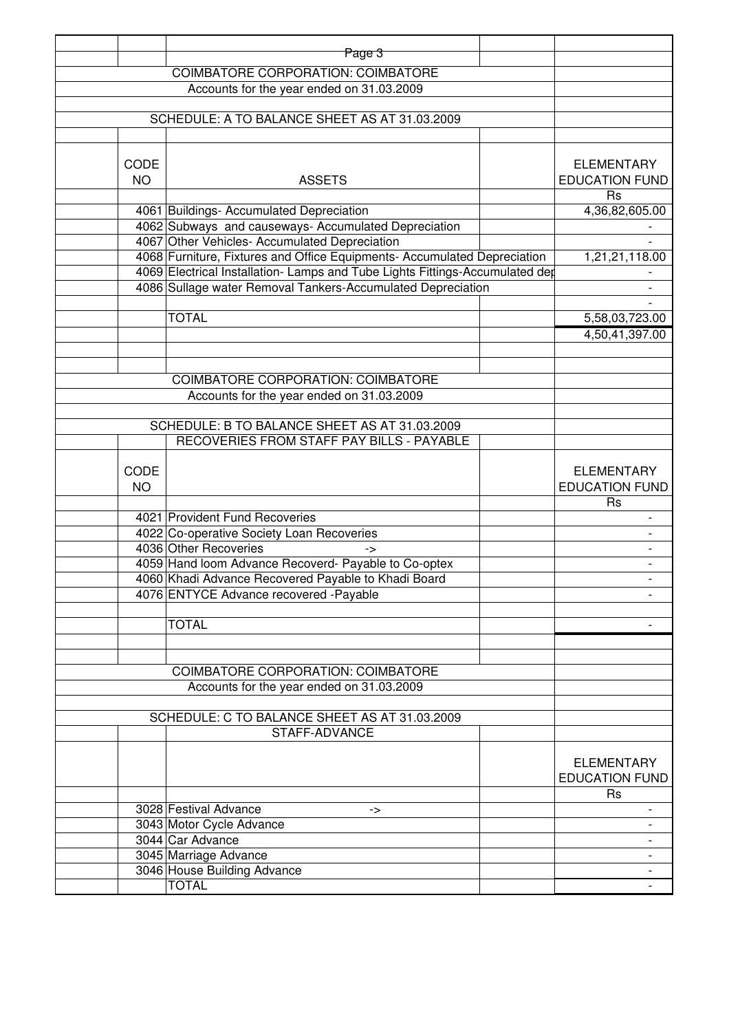COIMBATORE CORPORATION: COIMBATORE

Accounts for the year ended on 31.03.2009

SCHEDULE: A TO BALANCE SHEET AS AT 31.03.2009

| CODE NO | ASSETS | | ELEMENTARY EDUCATION FUND |
|---|---|---|---|
| | | | Rs |
| 4061 | Buildings- Accumulated Depreciation | | 4,36,82,605.00 |
| 4062 | Subways and causeways- Accumulated Depreciation | | - |
| 4067 | Other Vehicles- Accumulated Depreciation | | - |
| 4068 | Furniture, Fixtures and Office Equipments- Accumulated Depreciation | | 1,21,21,118.00 |
| 4069 | Electrical Installation- Lamps and Tube Lights Fittings-Accumulated dep | | - |
| 4086 | Sullage water Removal Tankers-Accumulated Depreciation | | - |
| | | | - |
| | TOTAL | | 5,58,03,723.00 |
| | | | 4,50,41,397.00 |

COIMBATORE CORPORATION: COIMBATORE

Accounts for the year ended on 31.03.2009

SCHEDULE: B TO BALANCE SHEET AS AT 31.03.2009

RECOVERIES FROM STAFF PAY BILLS - PAYABLE

| CODE NO | | | ELEMENTARY EDUCATION FUND |
|---|---|---|---|
| | | | Rs |
| 4021 | Provident Fund Recoveries | | - |
| 4022 | Co-operative Society Loan Recoveries | | - |
| 4036 | Other Recoveries -> | | - |
| 4059 | Hand loom Advance Recoverd- Payable to Co-optex | | - |
| 4060 | Khadi Advance Recovered Payable to Khadi Board | | - |
| 4076 | ENTYCE Advance recovered -Payable | | - |
| | TOTAL | | - |

COIMBATORE CORPORATION: COIMBATORE

Accounts for the year ended on 31.03.2009

SCHEDULE: C TO BALANCE SHEET AS AT 31.03.2009

STAFF-ADVANCE

| | | | ELEMENTARY EDUCATION FUND |
|---|---|---|---|
| | | | Rs |
| 3028 | Festival Advance -> | | - |
| 3043 | Motor Cycle Advance | | - |
| 3044 | Car Advance | | - |
| 3045 | Marriage Advance | | - |
| 3046 | House Building Advance | | - |
| | TOTAL | | - |